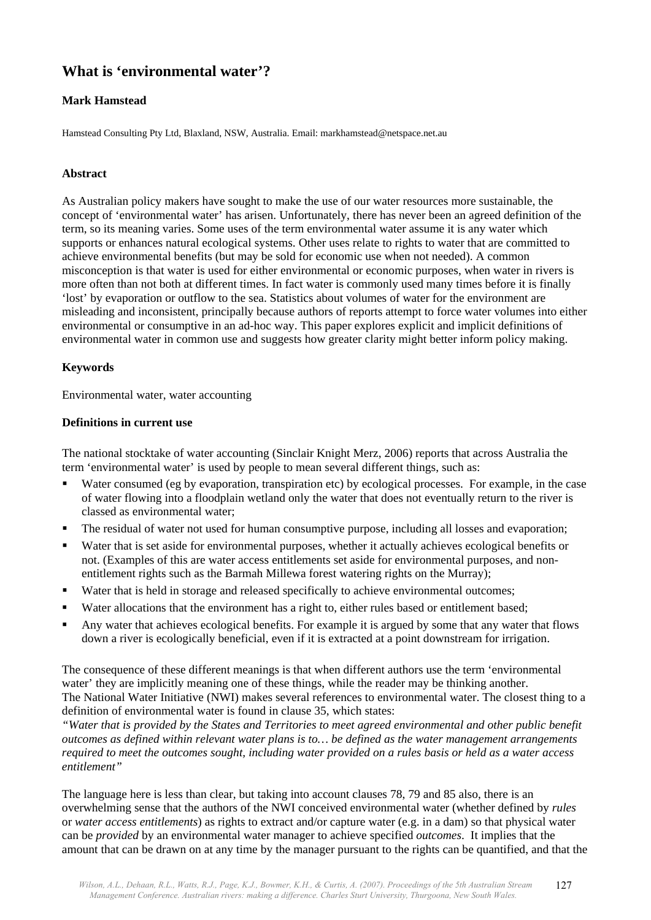# What is 'environmental water'?

**Mark Hamstead**

Hamstead Consulting Pty Ltd, Blaxland, NSW, Australia. Email: markhamstead@netspace.net.au

### Abstract

As Australian policy makers have sought to make the use of our water resources more sustainable, the concept of 'environmental water' has arisen. Unfortunately, there has never been an agreed definition of the term, so its meaning varies. Some uses of the term environmental water assume it is any water which supports or enhances natural ecological systems. Other uses relate to rights to water that are committed to achieve environmental benefits (but may be sold for economic use when not needed). A common misconception is that water is used for either environmental or economic purposes, when water in rivers is more often than not both at different times. In fact water is commonly used many times before it is finally 'lost' by evaporation or outflow to the sea. Statistics about volumes of water for the environment are misleading and inconsistent, principally because authors of reports attempt to force water volumes into either environmental or consumptive in an ad-hoc way. This paper explores explicit and implicit definitions of environmental water in common use and suggests how greater clarity might better inform policy making.

### Keywords

Environmental water, water accounting

### Definitions in current use

The national stocktake of water accounting (Sinclair Knight Merz, 2006) reports that across Australia the term 'environmental water' is used by people to mean several different things, such as:

- Water consumed (eg by evaporation, transpiration etc) by ecological processes. For example, in the case of water flowing into a floodplain wetland only the water that does not eventually return to the river is classed as environmental water;
- The residual of water not used for human consumptive purpose, including all losses and evaporation;
- Water that is set aside for environmental purposes, whether it actually achieves ecological benefits or not. (Examples of this are water access entitlements set aside for environmental purposes, and non-entitlement rights such as the Barmah Millewa forest watering rights on the Murray);
- Water that is held in storage and released specifically to achieve environmental outcomes;
- Water allocations that the environment has a right to, either rules based or entitlement based;
- Any water that achieves ecological benefits. For example it is argued by some that any water that flows down a river is ecologically beneficial, even if it is extracted at a point downstream for irrigation.

The consequence of these different meanings is that when different authors use the term 'environmental water' they are implicitly meaning one of these things, while the reader may be thinking another.
The National Water Initiative (NWI) makes several references to environmental water. The closest thing to a definition of environmental water is found in clause 35, which states:
*"Water that is provided by the States and Territories to meet agreed environmental and other public benefit outcomes as defined within relevant water plans is to… be defined as the water management arrangements required to meet the outcomes sought, including water provided on a rules basis or held as a water access entitlement"*

The language here is less than clear, but taking into account clauses 78, 79 and 85 also, there is an overwhelming sense that the authors of the NWI conceived environmental water (whether defined by *rules* or *water access entitlements*) as rights to extract and/or capture water (e.g. in a dam) so that physical water can be *provided* by an environmental water manager to achieve specified *outcomes*. It implies that the amount that can be drawn on at any time by the manager pursuant to the rights can be quantified, and that the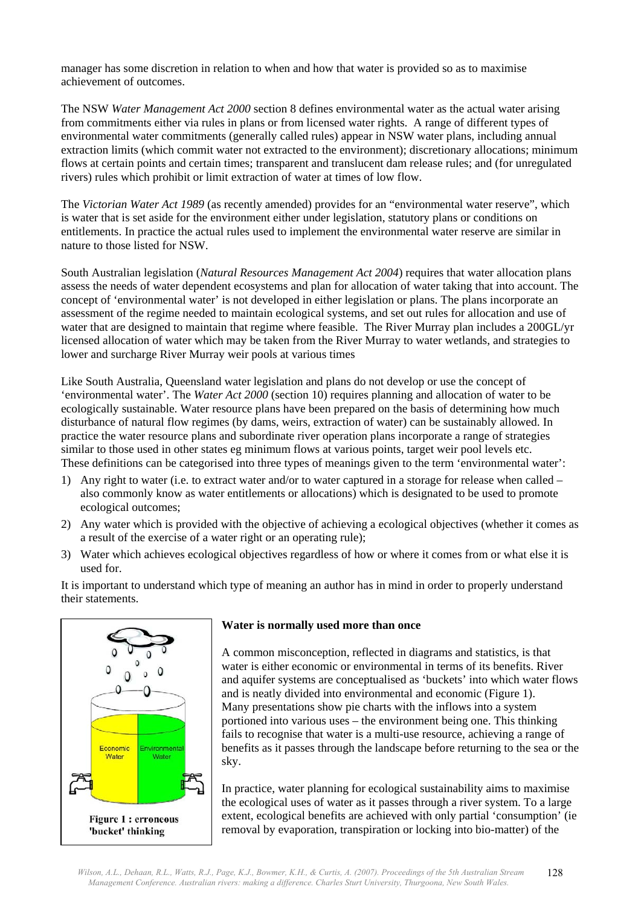manager has some discretion in relation to when and how that water is provided so as to maximise achievement of outcomes.

The NSW *Water Management Act 2000* section 8 defines environmental water as the actual water arising from commitments either via rules in plans or from licensed water rights. A range of different types of environmental water commitments (generally called rules) appear in NSW water plans, including annual extraction limits (which commit water not extracted to the environment); discretionary allocations; minimum flows at certain points and certain times; transparent and translucent dam release rules; and (for unregulated rivers) rules which prohibit or limit extraction of water at times of low flow.

The *Victorian Water Act 1989* (as recently amended) provides for an "environmental water reserve", which is water that is set aside for the environment either under legislation, statutory plans or conditions on entitlements. In practice the actual rules used to implement the environmental water reserve are similar in nature to those listed for NSW.

South Australian legislation (*Natural Resources Management Act 2004*) requires that water allocation plans assess the needs of water dependent ecosystems and plan for allocation of water taking that into account. The concept of 'environmental water' is not developed in either legislation or plans. The plans incorporate an assessment of the regime needed to maintain ecological systems, and set out rules for allocation and use of water that are designed to maintain that regime where feasible. The River Murray plan includes a 200GL/yr licensed allocation of water which may be taken from the River Murray to water wetlands, and strategies to lower and surcharge River Murray weir pools at various times

Like South Australia, Queensland water legislation and plans do not develop or use the concept of 'environmental water'. The *Water Act 2000* (section 10) requires planning and allocation of water to be ecologically sustainable. Water resource plans have been prepared on the basis of determining how much disturbance of natural flow regimes (by dams, weirs, extraction of water) can be sustainably allowed. In practice the water resource plans and subordinate river operation plans incorporate a range of strategies similar to those used in other states eg minimum flows at various points, target weir pool levels etc.
These definitions can be categorised into three types of meanings given to the term 'environmental water':

1) Any right to water (i.e. to extract water and/or to water captured in a storage for release when called – also commonly know as water entitlements or allocations) which is designated to be used to promote ecological outcomes;
2) Any water which is provided with the objective of achieving a ecological objectives (whether it comes as a result of the exercise of a water right or an operating rule);
3) Water which achieves ecological objectives regardless of how or where it comes from or what else it is used for.

It is important to understand which type of meaning an author has in mind in order to properly understand their statements.

**Water is normally used more than once**

A common misconception, reflected in diagrams and statistics, is that water is either economic or environmental in terms of its benefits. River and aquifer systems are conceptualised as 'buckets' into which water flows and is neatly divided into environmental and economic (Figure 1). Many presentations show pie charts with the inflows into a system portioned into various uses – the environment being one. This thinking fails to recognise that water is a multi-use resource, achieving a range of benefits as it passes through the landscape before returning to the sea or the sky.

Economic Water | Environmental Water

**Figure 1 : erroneous 'bucket' thinking**

In practice, water planning for ecological sustainability aims to maximise the ecological uses of water as it passes through a river system. To a large extent, ecological benefits are achieved with only partial 'consumption' (ie removal by evaporation, transpiration or locking into bio-matter) of the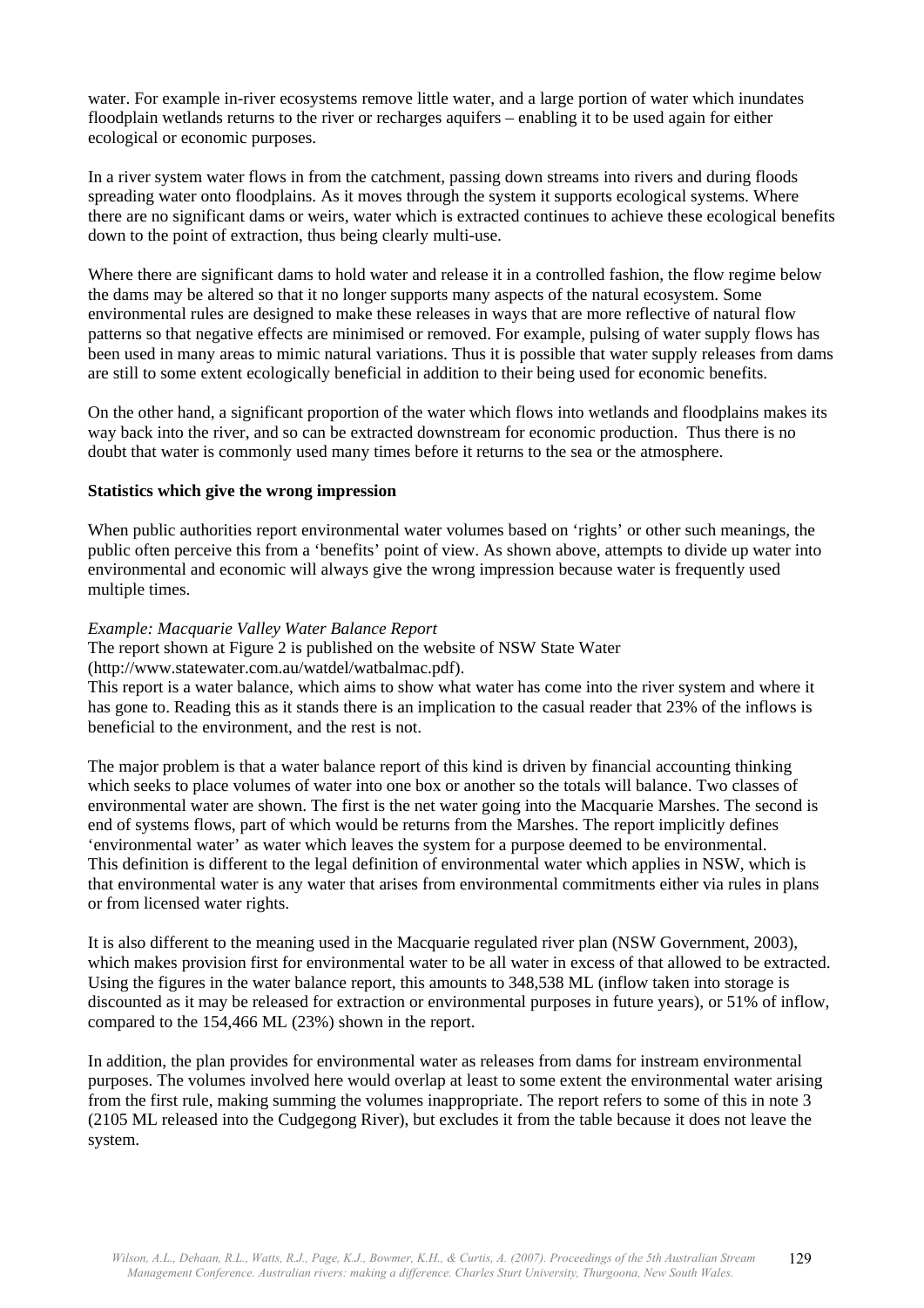water. For example in-river ecosystems remove little water, and a large portion of water which inundates floodplain wetlands returns to the river or recharges aquifers – enabling it to be used again for either ecological or economic purposes.

In a river system water flows in from the catchment, passing down streams into rivers and during floods spreading water onto floodplains. As it moves through the system it supports ecological systems. Where there are no significant dams or weirs, water which is extracted continues to achieve these ecological benefits down to the point of extraction, thus being clearly multi-use.

Where there are significant dams to hold water and release it in a controlled fashion, the flow regime below the dams may be altered so that it no longer supports many aspects of the natural ecosystem. Some environmental rules are designed to make these releases in ways that are more reflective of natural flow patterns so that negative effects are minimised or removed. For example, pulsing of water supply flows has been used in many areas to mimic natural variations. Thus it is possible that water supply releases from dams are still to some extent ecologically beneficial in addition to their being used for economic benefits.

On the other hand, a significant proportion of the water which flows into wetlands and floodplains makes its way back into the river, and so can be extracted downstream for economic production. Thus there is no doubt that water is commonly used many times before it returns to the sea or the atmosphere.

**Statistics which give the wrong impression**

When public authorities report environmental water volumes based on 'rights' or other such meanings, the public often perceive this from a 'benefits' point of view. As shown above, attempts to divide up water into environmental and economic will always give the wrong impression because water is frequently used multiple times.

*Example: Macquarie Valley Water Balance Report*

The report shown at Figure 2 is published on the website of NSW State Water (http://www.statewater.com.au/watdel/watbalmac.pdf).

This report is a water balance, which aims to show what water has come into the river system and where it has gone to. Reading this as it stands there is an implication to the casual reader that 23% of the inflows is beneficial to the environment, and the rest is not.

The major problem is that a water balance report of this kind is driven by financial accounting thinking which seeks to place volumes of water into one box or another so the totals will balance. Two classes of environmental water are shown. The first is the net water going into the Macquarie Marshes. The second is end of systems flows, part of which would be returns from the Marshes. The report implicitly defines 'environmental water' as water which leaves the system for a purpose deemed to be environmental. This definition is different to the legal definition of environmental water which applies in NSW, which is that environmental water is any water that arises from environmental commitments either via rules in plans or from licensed water rights.

It is also different to the meaning used in the Macquarie regulated river plan (NSW Government, 2003), which makes provision first for environmental water to be all water in excess of that allowed to be extracted. Using the figures in the water balance report, this amounts to 348,538 ML (inflow taken into storage is discounted as it may be released for extraction or environmental purposes in future years), or 51% of inflow, compared to the 154,466 ML (23%) shown in the report.

In addition, the plan provides for environmental water as releases from dams for instream environmental purposes. The volumes involved here would overlap at least to some extent the environmental water arising from the first rule, making summing the volumes inappropriate. The report refers to some of this in note 3 (2105 ML released into the Cudgegong River), but excludes it from the table because it does not leave the system.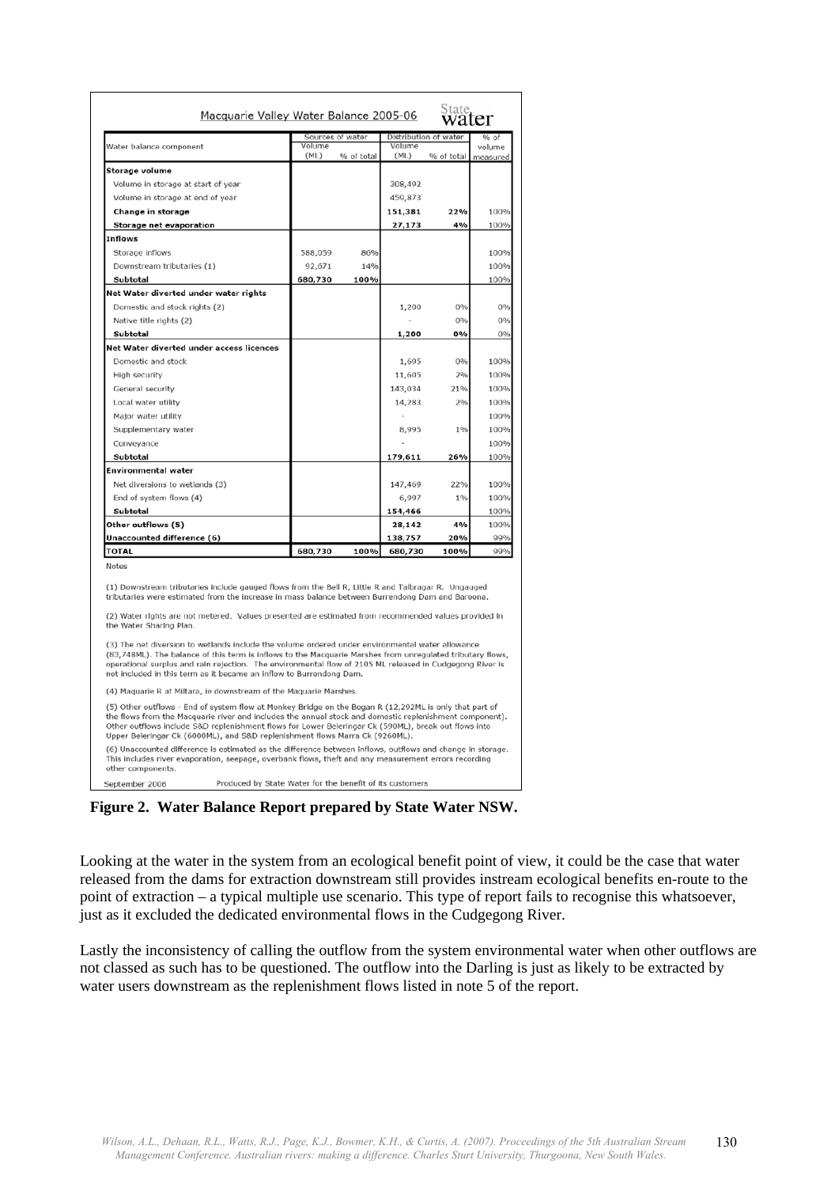| Macquarie Valley Water Balance 2005-06 | | | | | |
|---|---|---|---|---|---|
| Water balance component | Sources of water | | Distribution of water | | % of volume measured |
| | Volume (ML) | % of total | Volume (ML) | % of total | |
| **Storage volume** | | | | | |
| Volume in storage at start of year | | | 308,492 | | |
| Volume in storage at end of year | | | 459,873 | | |
| **Change in storage** | | | **151,381** | **22%** | 100% |
| **Storage net evaporation** | | | **27,173** | **4%** | 100% |
| **Inflows** | | | | | |
| Storage inflows | 588,059 | 86% | | | 100% |
| Downstream tributaries (1) | 92,671 | 14% | | | 100% |
| **Subtotal** | **680,730** | **100%** | | | 100% |
| **Net Water diverted under water rights** | | | | | |
| Domestic and stock rights (2) | | | 1,200 | 0% | 0% |
| Native title rights (2) | | | - | 0% | 0% |
| **Subtotal** | | | **1,200** | **0%** | 0% |
| **Net Water diverted under access licences** | | | | | |
| Domestic and stock | | | 1,695 | 0% | 100% |
| High security | | | 11,605 | 2% | 100% |
| General security | | | 143,034 | 21% | 100% |
| Local water utility | | | 14,283 | 2% | 100% |
| Major water utility | | | - | | 100% |
| Supplementary water | | | 8,995 | 1% | 100% |
| Conveyance | | | - | | 100% |
| **Subtotal** | | | **179,611** | **26%** | 100% |
| **Environmental water** | | | | | |
| Net diversions to wetlands (3) | | | 147,469 | 22% | 100% |
| End of system flows (4) | | | 6,997 | 1% | 100% |
| **Subtotal** | | | **154,466** | | 100% |
| **Other outflows (5)** | | | **28,142** | **4%** | 100% |
| **Unaccounted difference (6)** | | | **138,757** | **20%** | 99% |
| **TOTAL** | **680,730** | **100%** | **680,730** | **100%** | 99% |

Notes

(1) Downstream tributaries include gauged flows from the Bell R, Little R and Talbragar R. Ungauged tributaries were estimated from the increase in mass balance between Burrendong Dam and Baroona.

(2) Water rights are not metered. Values presented are estimated from recommended values provided in the Water Sharing Plan.

(3) The net diversion to wetlands include the volume ordered under environmental water allowance (83,748ML). The balance of this term is inflows to the Macquarie Marshes from unregulated tributary flows, operational surplus and rain rejection. The environmental flow of 2105 ML released in Cudgegong River is not included in this term as it became an inflow to Burrendong Dam.

(4) Maquarie R at Miltara, ie downstream of the Macquarie Marshes.

(5) Other outflows - End of system flow at Monkey Bridge on the Bogan R (12,292ML is only that part of the flows from the Macquarie river and includes the annual stock and domestic replenishment component). Other outflows include S&D replenishment flows for Lower Beleringar Ck (590ML), break out flows into Upper Beleringar Ck (6000ML), and S&D replenishment flows Marra Ck (9260ML).

(6) Unaccounted difference is estimated as the difference between inflows, outflows and change in storage. This includes river evaporation, seepage, overbank flows, theft and any measurement errors recording other components.

September 2006 — Produced by State Water for the benefit of its customers

**Figure 2. Water Balance Report prepared by State Water NSW.**

Looking at the water in the system from an ecological benefit point of view, it could be the case that water released from the dams for extraction downstream still provides instream ecological benefits en-route to the point of extraction – a typical multiple use scenario. This type of report fails to recognise this whatsoever, just as it excluded the dedicated environmental flows in the Cudgegong River.

Lastly the inconsistency of calling the outflow from the system environmental water when other outflows are not classed as such has to be questioned. The outflow into the Darling is just as likely to be extracted by water users downstream as the replenishment flows listed in note 5 of the report.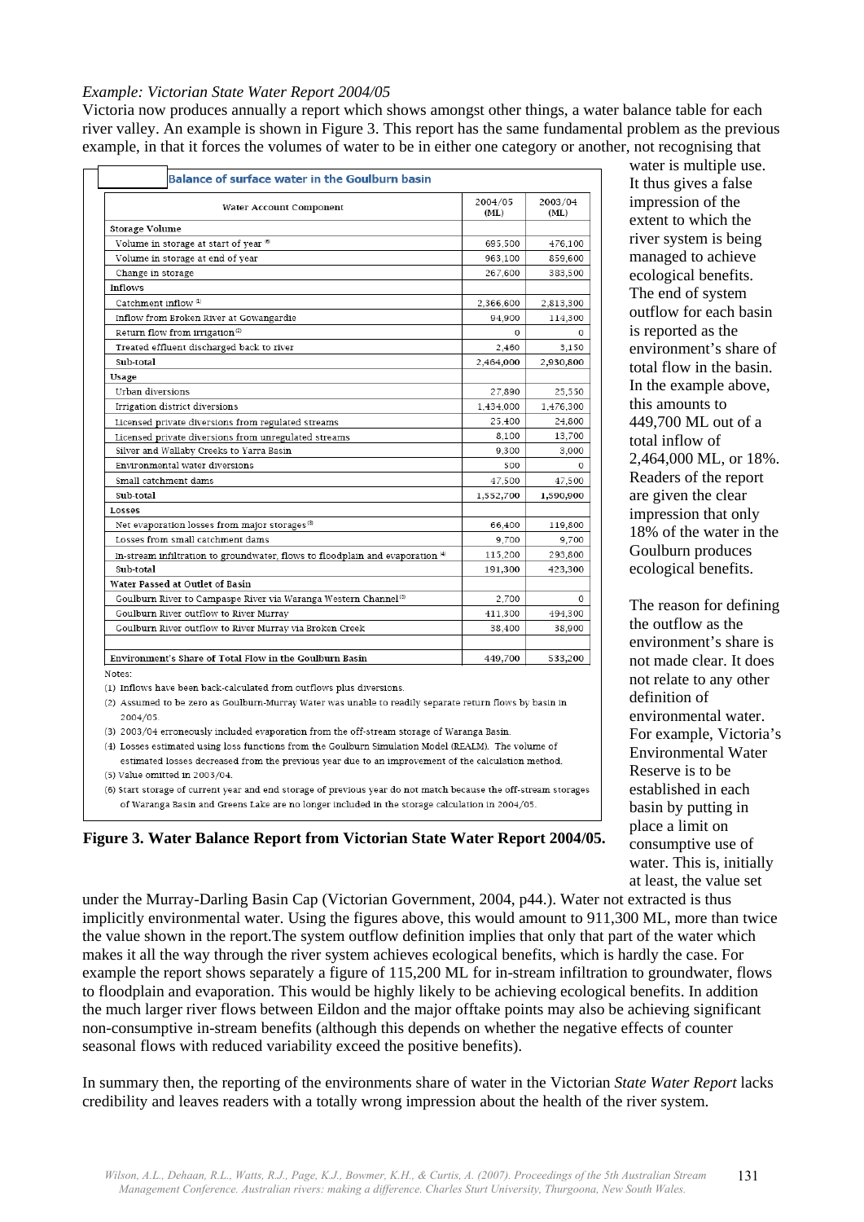*Example: Victorian State Water Report 2004/05*

Victoria now produces annually a report which shows amongst other things, a water balance table for each river valley. An example is shown in Figure 3. This report has the same fundamental problem as the previous example, in that it forces the volumes of water to be in either one category or another, not recognising that water is multiple use. It thus gives a false impression of the extent to which the river system is being managed to achieve ecological benefits. The end of system outflow for each basin is reported as the environment's share of total flow in the basin. In the example above, this amounts to 449,700 ML out of a total inflow of 2,464,000 ML, or 18%. Readers of the report are given the clear impression that only 18% of the water in the Goulburn produces ecological benefits.

**Balance of surface water in the Goulburn basin**

| Water Account Component | 2004/05 (ML) | 2003/04 (ML) |
|---|---|---|
| **Storage Volume** | | |
| Volume in storage at start of year [6] | 695,500 | 476,100 |
| Volume in storage at end of year | 963,100 | 859,600 |
| Change in storage | 267,600 | 383,500 |
| **Inflows** | | |
| Catchment inflow [1] | 2,366,600 | 2,813,300 |
| Inflow from Broken River at Gowangardie | 94,900 | 114,300 |
| Return flow from irrigation [2] | 0 | 0 |
| Treated effluent discharged back to river | 2,460 | 3,150 |
| Sub-total | 2,464,000 | 2,930,800 |
| **Usage** | | |
| Urban diversions | 27,890 | 25,550 |
| Irrigation district diversions | 1,434,000 | 1,476,300 |
| Licensed private diversions from regulated streams | 25,400 | 24,800 |
| Licensed private diversions from unregulated streams | 8,100 | 13,700 |
| Silver and Wallaby Creeks to Yarra Basin | 9,300 | 3,000 |
| Environmental water diversions | 500 | 0 |
| Small catchment dams | 47,500 | 47,500 |
| Sub-total | 1,552,700 | 1,590,900 |
| **Losses** | | |
| Net evaporation losses from major storages [3] | 66,400 | 119,800 |
| Losses from small catchment dams | 9,700 | 9,700 |
| In-stream infiltration to groundwater, flows to floodplain and evaporation [4] | 115,200 | 293,800 |
| Sub-total | 191,300 | 423,300 |
| **Water Passed at Outlet of Basin** | | |
| Goulburn River to Campaspe River via Waranga Western Channel [5] | 2,700 | 0 |
| Goulburn River outflow to River Murray | 411,300 | 494,300 |
| Goulburn River outflow to River Murray via Broken Creek | 38,400 | 38,900 |
| **Environment's Share of Total Flow in the Goulburn Basin** | 449,700 | 533,200 |

Notes:

(1) Inflows have been back-calculated from outflows plus diversions.

(2) Assumed to be zero as Goulburn-Murray Water was unable to readily separate return flows by basin in 2004/05.

(3) 2003/04 erroneously included evaporation from the off-stream storage of Waranga Basin.

(4) Losses estimated using loss functions from the Goulburn Simulation Model (REALM). The volume of estimated losses decreased from the previous year due to an improvement of the calculation method.

(5) Value omitted in 2003/04.

(6) Start storage of current year and end storage of previous year do not match because the off-stream storages of Waranga Basin and Greens Lake are no longer included in the storage calculation in 2004/05.

**Figure 3. Water Balance Report from Victorian State Water Report 2004/05.**

The reason for defining the outflow as the environment's share is not made clear. It does not relate to any other definition of environmental water. For example, Victoria's Environmental Water Reserve is to be established in each basin by putting in place a limit on consumptive use of water. This is, initially at least, the value set under the Murray-Darling Basin Cap (Victorian Government, 2004, p44.). Water not extracted is thus implicitly environmental water. Using the figures above, this would amount to 911,300 ML, more than twice the value shown in the report.The system outflow definition implies that only that part of the water which makes it all the way through the river system achieves ecological benefits, which is hardly the case. For example the report shows separately a figure of 115,200 ML for in-stream infiltration to groundwater, flows to floodplain and evaporation. This would be highly likely to be achieving ecological benefits. In addition the much larger river flows between Eildon and the major offtake points may also be achieving significant non-consumptive in-stream benefits (although this depends on whether the negative effects of counter seasonal flows with reduced variability exceed the positive benefits).

In summary then, the reporting of the environments share of water in the Victorian *State Water Report* lacks credibility and leaves readers with a totally wrong impression about the health of the river system.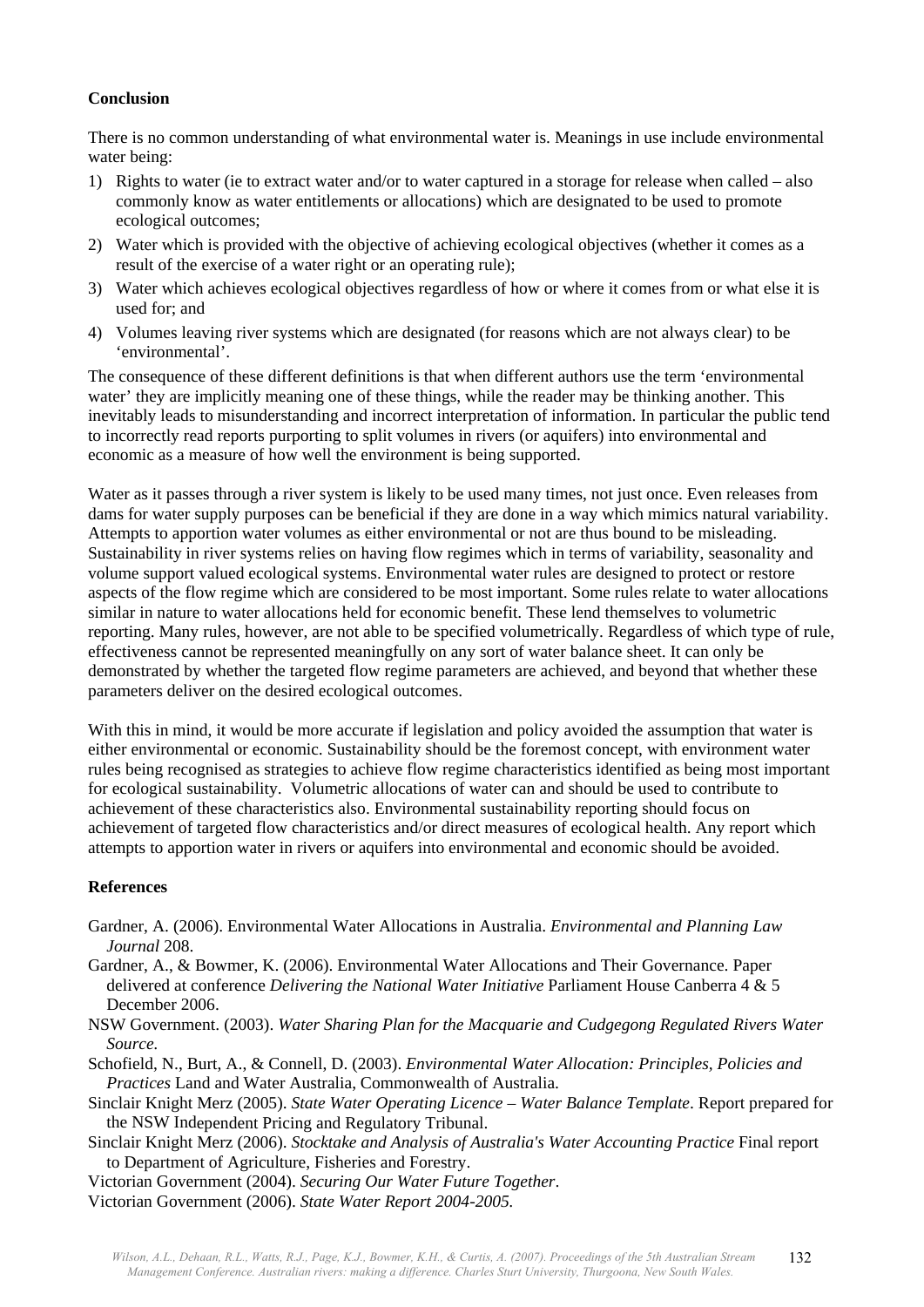**Conclusion**

There is no common understanding of what environmental water is. Meanings in use include environmental water being:

1) Rights to water (ie to extract water and/or to water captured in a storage for release when called – also commonly know as water entitlements or allocations) which are designated to be used to promote ecological outcomes;
2) Water which is provided with the objective of achieving ecological objectives (whether it comes as a result of the exercise of a water right or an operating rule);
3) Water which achieves ecological objectives regardless of how or where it comes from or what else it is used for; and
4) Volumes leaving river systems which are designated (for reasons which are not always clear) to be 'environmental'.

The consequence of these different definitions is that when different authors use the term 'environmental water' they are implicitly meaning one of these things, while the reader may be thinking another. This inevitably leads to misunderstanding and incorrect interpretation of information. In particular the public tend to incorrectly read reports purporting to split volumes in rivers (or aquifers) into environmental and economic as a measure of how well the environment is being supported.

Water as it passes through a river system is likely to be used many times, not just once. Even releases from dams for water supply purposes can be beneficial if they are done in a way which mimics natural variability. Attempts to apportion water volumes as either environmental or not are thus bound to be misleading. Sustainability in river systems relies on having flow regimes which in terms of variability, seasonality and volume support valued ecological systems. Environmental water rules are designed to protect or restore aspects of the flow regime which are considered to be most important. Some rules relate to water allocations similar in nature to water allocations held for economic benefit. These lend themselves to volumetric reporting. Many rules, however, are not able to be specified volumetrically. Regardless of which type of rule, effectiveness cannot be represented meaningfully on any sort of water balance sheet. It can only be demonstrated by whether the targeted flow regime parameters are achieved, and beyond that whether these parameters deliver on the desired ecological outcomes.

With this in mind, it would be more accurate if legislation and policy avoided the assumption that water is either environmental or economic. Sustainability should be the foremost concept, with environment water rules being recognised as strategies to achieve flow regime characteristics identified as being most important for ecological sustainability. Volumetric allocations of water can and should be used to contribute to achievement of these characteristics also. Environmental sustainability reporting should focus on achievement of targeted flow characteristics and/or direct measures of ecological health. Any report which attempts to apportion water in rivers or aquifers into environmental and economic should be avoided.

**References**

Gardner, A. (2006). Environmental Water Allocations in Australia. *Environmental and Planning Law Journal* 208.

Gardner, A., & Bowmer, K. (2006). Environmental Water Allocations and Their Governance. Paper delivered at conference *Delivering the National Water Initiative* Parliament House Canberra 4 & 5 December 2006.

NSW Government. (2003). *Water Sharing Plan for the Macquarie and Cudgegong Regulated Rivers Water Source*.

Schofield, N., Burt, A., & Connell, D. (2003). *Environmental Water Allocation: Principles, Policies and Practices* Land and Water Australia, Commonwealth of Australia.

Sinclair Knight Merz (2005). *State Water Operating Licence – Water Balance Template*. Report prepared for the NSW Independent Pricing and Regulatory Tribunal.

Sinclair Knight Merz (2006). *Stocktake and Analysis of Australia's Water Accounting Practice* Final report to Department of Agriculture, Fisheries and Forestry.

Victorian Government (2004). *Securing Our Water Future Together*.

Victorian Government (2006). *State Water Report 2004-2005.*